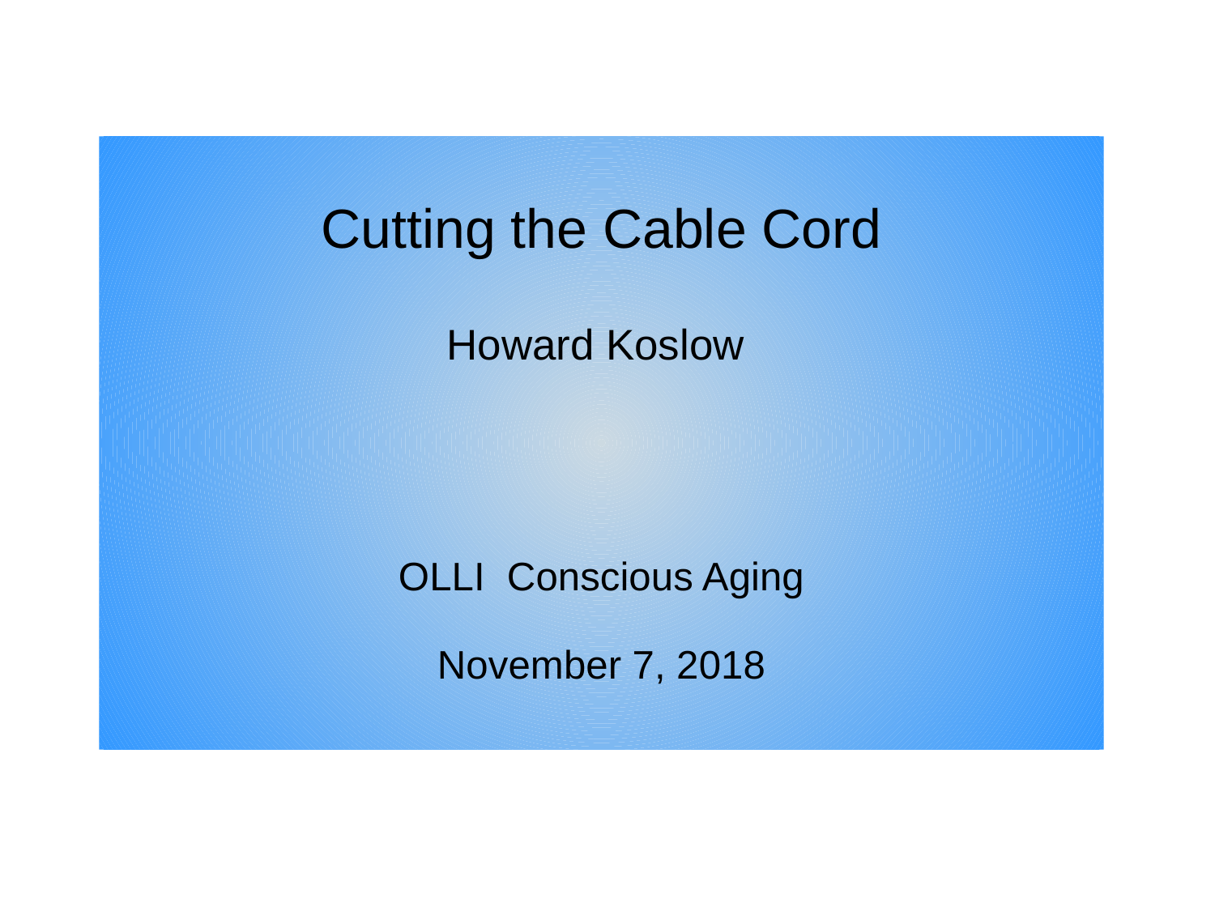# Cutting the Cable Cord

Howard Koslow

OLLI Conscious Aging

November 7, 2018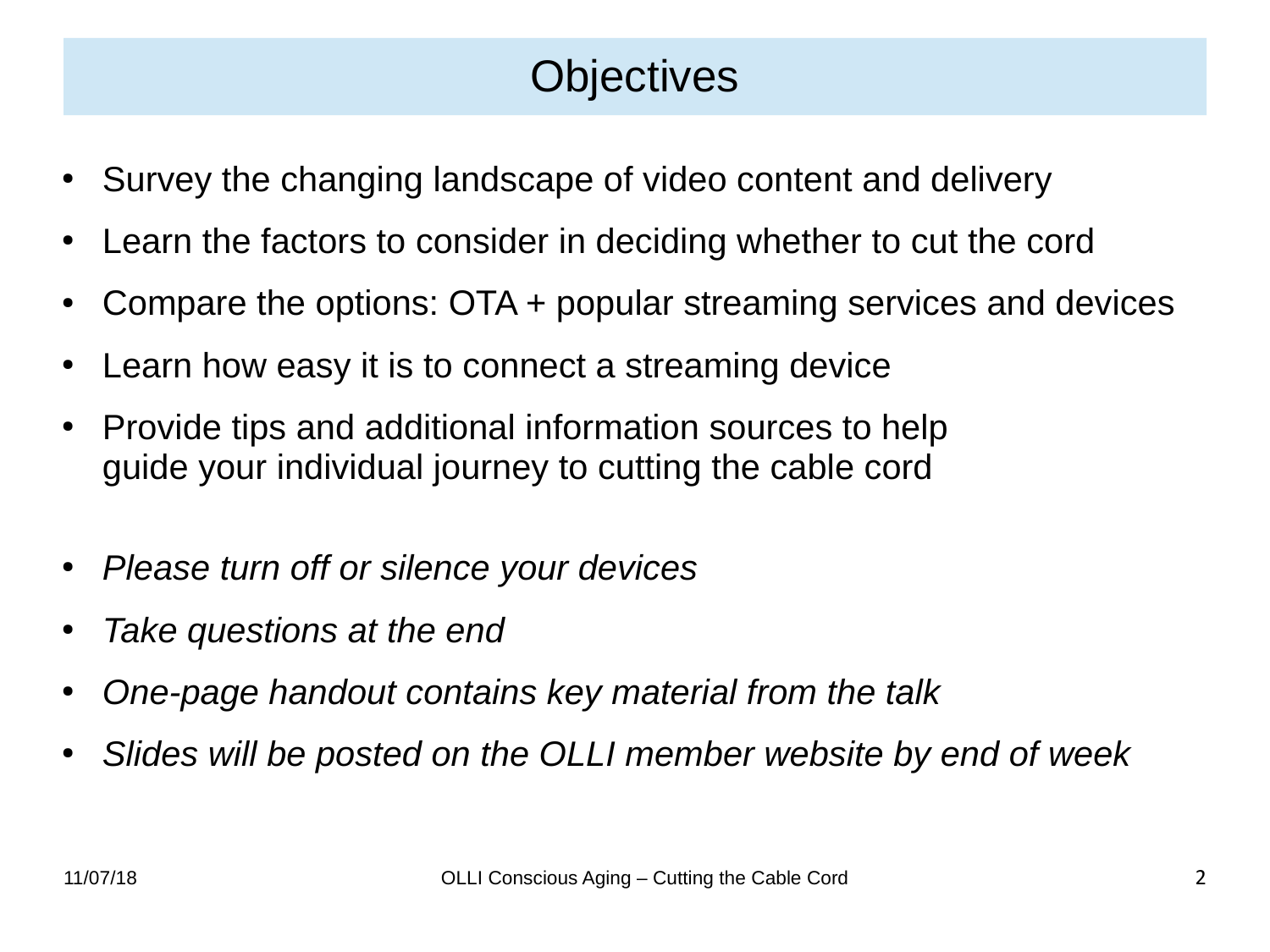# Objectives

- Survey the changing landscape of video content and delivery
- Learn the factors to consider in deciding whether to cut the cord
- Compare the options: OTA + popular streaming services and devices
- Learn how easy it is to connect a streaming device
- Provide tips and additional information sources to help guide your individual journey to cutting the cable cord

- *Please turn off or silence your devices*
- *Take questions at the end*
- *One-page handout contains key material from the talk*
- *Slides will be posted on the OLLI member website by end of week*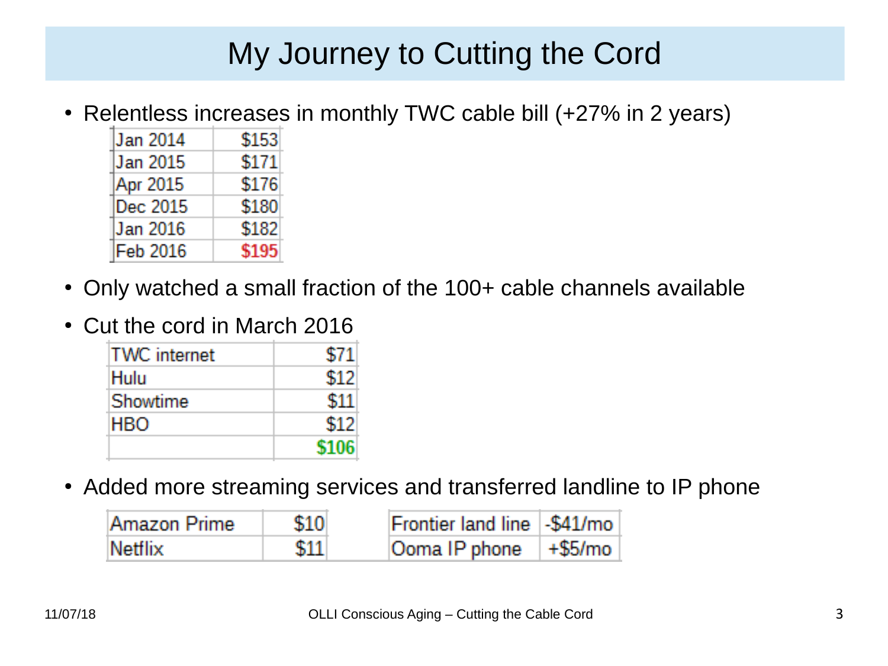# My Journey to Cutting the Cord

- Relentless increases in monthly TWC cable bill (+27% in 2 years)

| Jan 2014 | $153 |
|---|---|
| Jan 2015 | $171 |
| Apr 2015 | $176 |
| Dec 2015 | $180 |
| Jan 2016 | $182 |
| Feb 2016 | $195 |

- Only watched a small fraction of the 100+ cable channels available
- Cut the cord in March 2016

| TWC internet | $71 |
|---|---|
| Hulu | $12 |
| Showtime | $11 |
| HBO | $12 |
| | $106 |

- Added more streaming services and transferred landline to IP phone

| Amazon Prime | $10 |
|---|---|
| Netflix | $11 |

| Frontier land line | -$41/mo |
|---|---|
| Ooma IP phone | +$5/mo |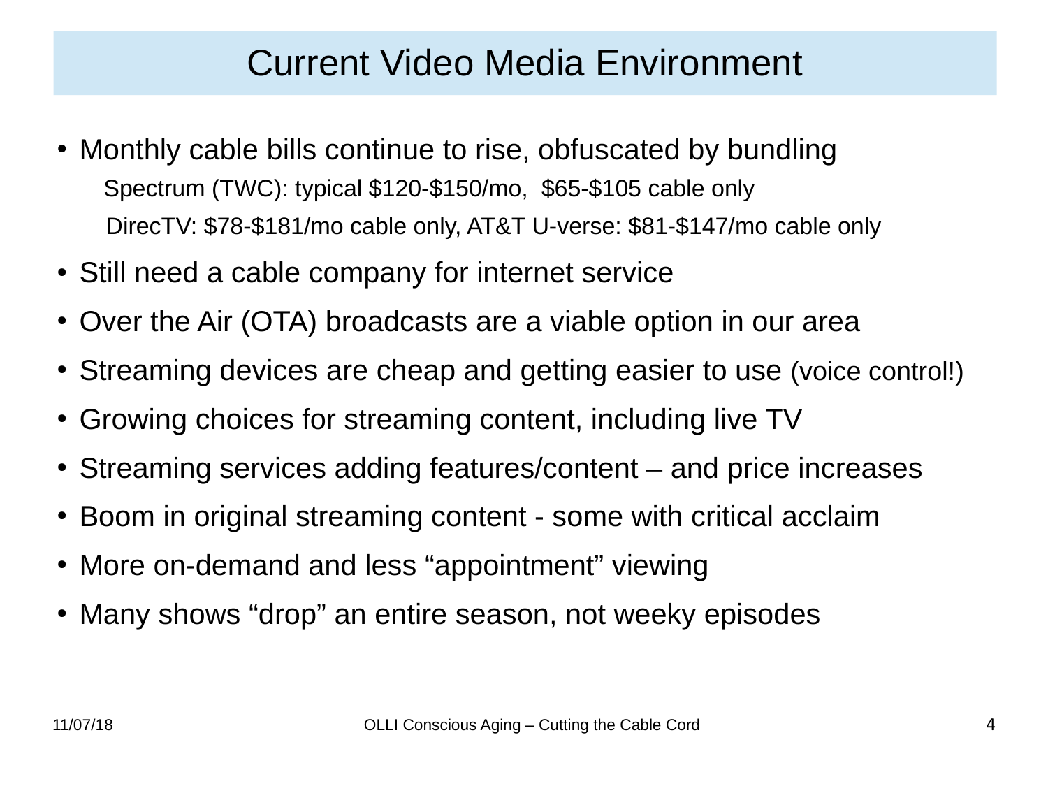# Current Video Media Environment

- Monthly cable bills continue to rise, obfuscated by bundling
  - Spectrum (TWC): typical $120-$150/mo,  $65-$105 cable only
  - DirecTV: $78-$181/mo cable only, AT&T U-verse: $81-$147/mo cable only
- Still need a cable company for internet service
- Over the Air (OTA) broadcasts are a viable option in our area
- Streaming devices are cheap and getting easier to use (voice control!)
- Growing choices for streaming content, including live TV
- Streaming services adding features/content – and price increases
- Boom in original streaming content - some with critical acclaim
- More on-demand and less “appointment” viewing
- Many shows “drop” an entire season, not weeky episodes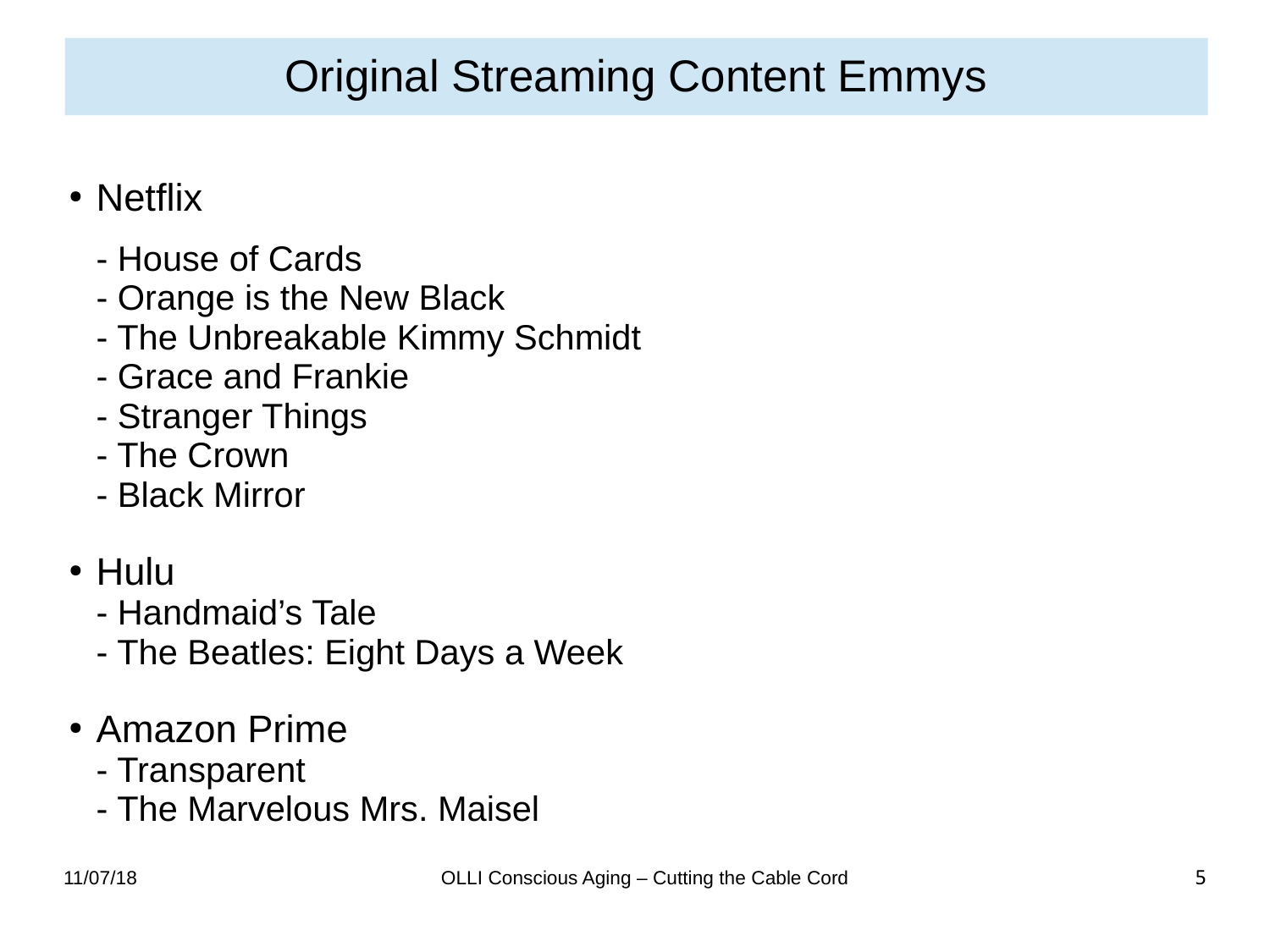# Original Streaming Content Emmys

- Netflix
  - House of Cards
  - Orange is the New Black
  - The Unbreakable Kimmy Schmidt
  - Grace and Frankie
  - Stranger Things
  - The Crown
  - Black Mirror

- Hulu
  - Handmaid's Tale
  - The Beatles: Eight Days a Week

- Amazon Prime
  - Transparent
  - The Marvelous Mrs. Maisel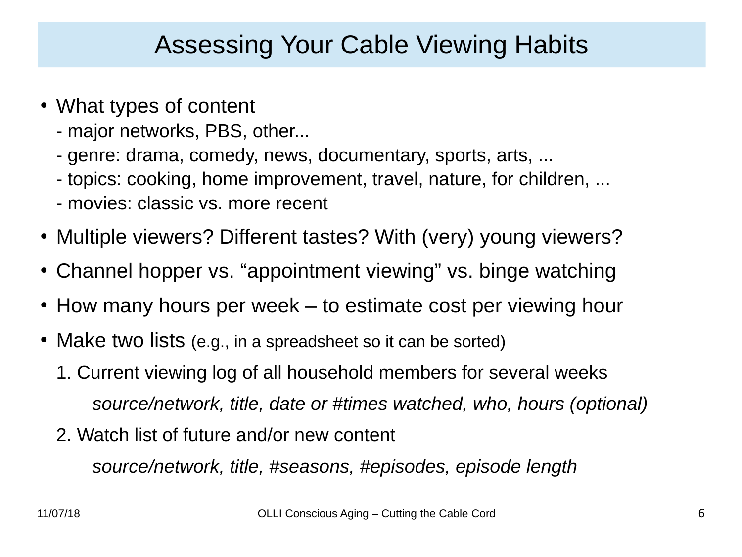# Assessing Your Cable Viewing Habits

- What types of content
  - major networks, PBS, other...
  - genre: drama, comedy, news, documentary, sports, arts, ...
  - topics: cooking, home improvement, travel, nature, for children, ...
  - movies: classic vs. more recent
- Multiple viewers? Different tastes? With (very) young viewers?
- Channel hopper vs. “appointment viewing” vs. binge watching
- How many hours per week – to estimate cost per viewing hour
- Make two lists (e.g., in a spreadsheet so it can be sorted)

  1. Current viewing log of all household members for several weeks

     *source/network, title, date or #times watched, who, hours (optional)*

  2. Watch list of future and/or new content

     *source/network, title, #seasons, #episodes, episode length*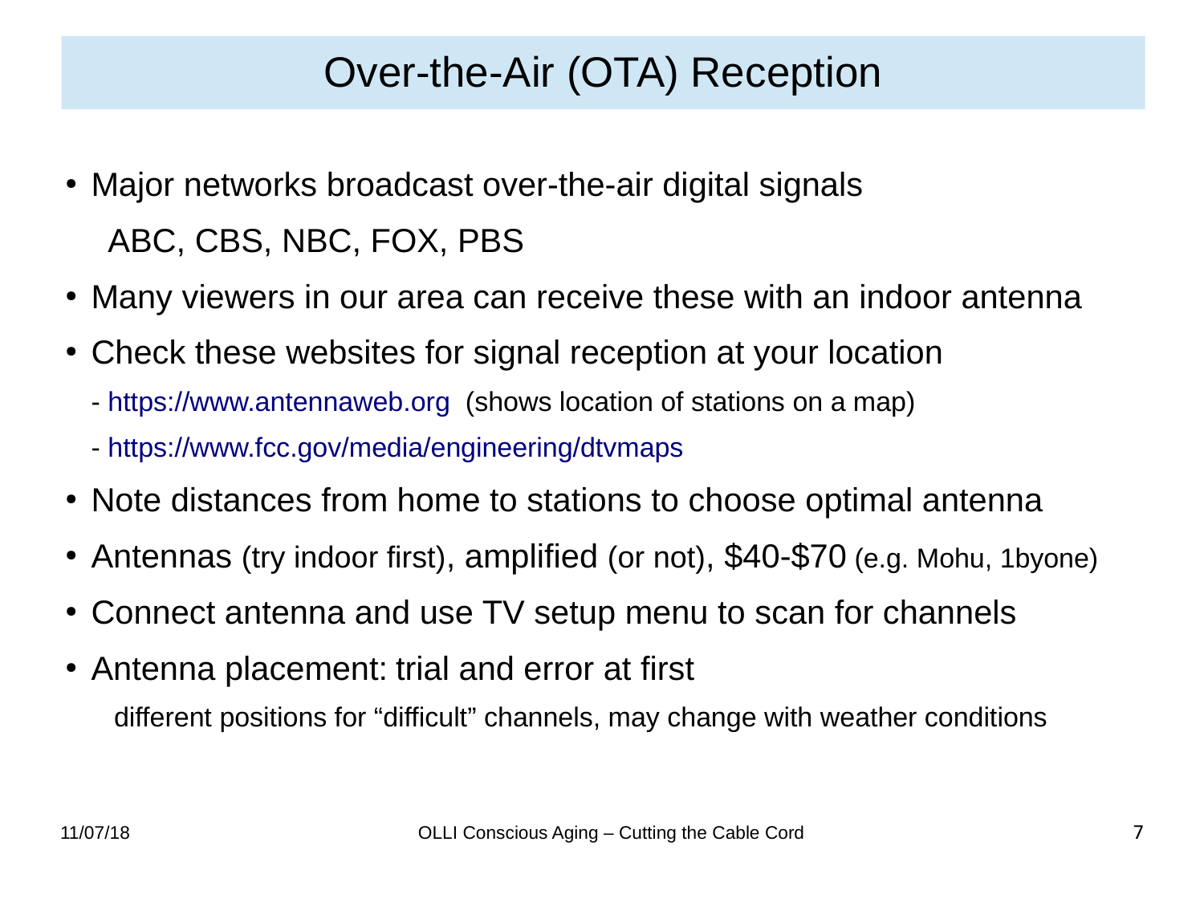# Over-the-Air (OTA) Reception

- Major networks broadcast over-the-air digital signals

  ABC, CBS, NBC, FOX, PBS

- Many viewers in our area can receive these with an indoor antenna
- Check these websites for signal reception at your location
  - https://www.antennaweb.org (shows location of stations on a map)
  - https://www.fcc.gov/media/engineering/dtvmaps
- Note distances from home to stations to choose optimal antenna
- Antennas (try indoor first), amplified (or not), $40-$70 (e.g. Mohu, 1byone)
- Connect antenna and use TV setup menu to scan for channels
- Antenna placement: trial and error at first

  different positions for “difficult” channels, may change with weather conditions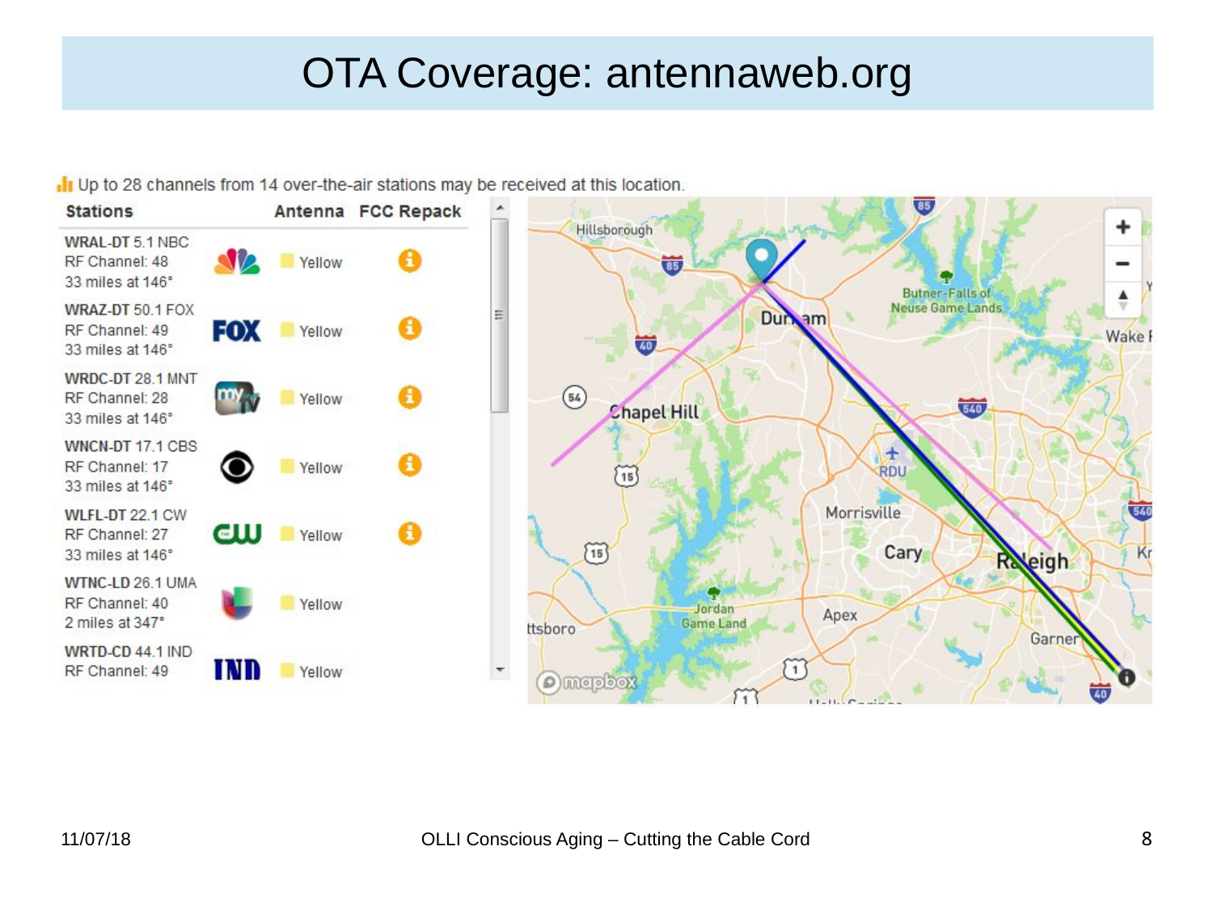# OTA Coverage: antennaweb.org

Up to 28 channels from 14 over-the-air stations may be received at this location.

| Stations | Antenna | FCC Repack |
|---|---|---|
| WRAL-DT 5.1 NBC<br>RF Channel: 48<br>33 miles at 146° | Yellow | ℹ |
| WRAZ-DT 50.1 FOX<br>RF Channel: 49<br>33 miles at 146° | Yellow | ℹ |
| WRDC-DT 28.1 MNT<br>RF Channel: 28<br>33 miles at 146° | Yellow | ℹ |
| WNCN-DT 17.1 CBS<br>RF Channel: 17<br>33 miles at 146° | Yellow | ℹ |
| WLFL-DT 22.1 CW<br>RF Channel: 27<br>33 miles at 146° | Yellow | ℹ |
| WTNC-LD 26.1 UMA<br>RF Channel: 40<br>2 miles at 347° | Yellow | |
| WRTD-CD 44.1 IND<br>RF Channel: 49 | Yellow | |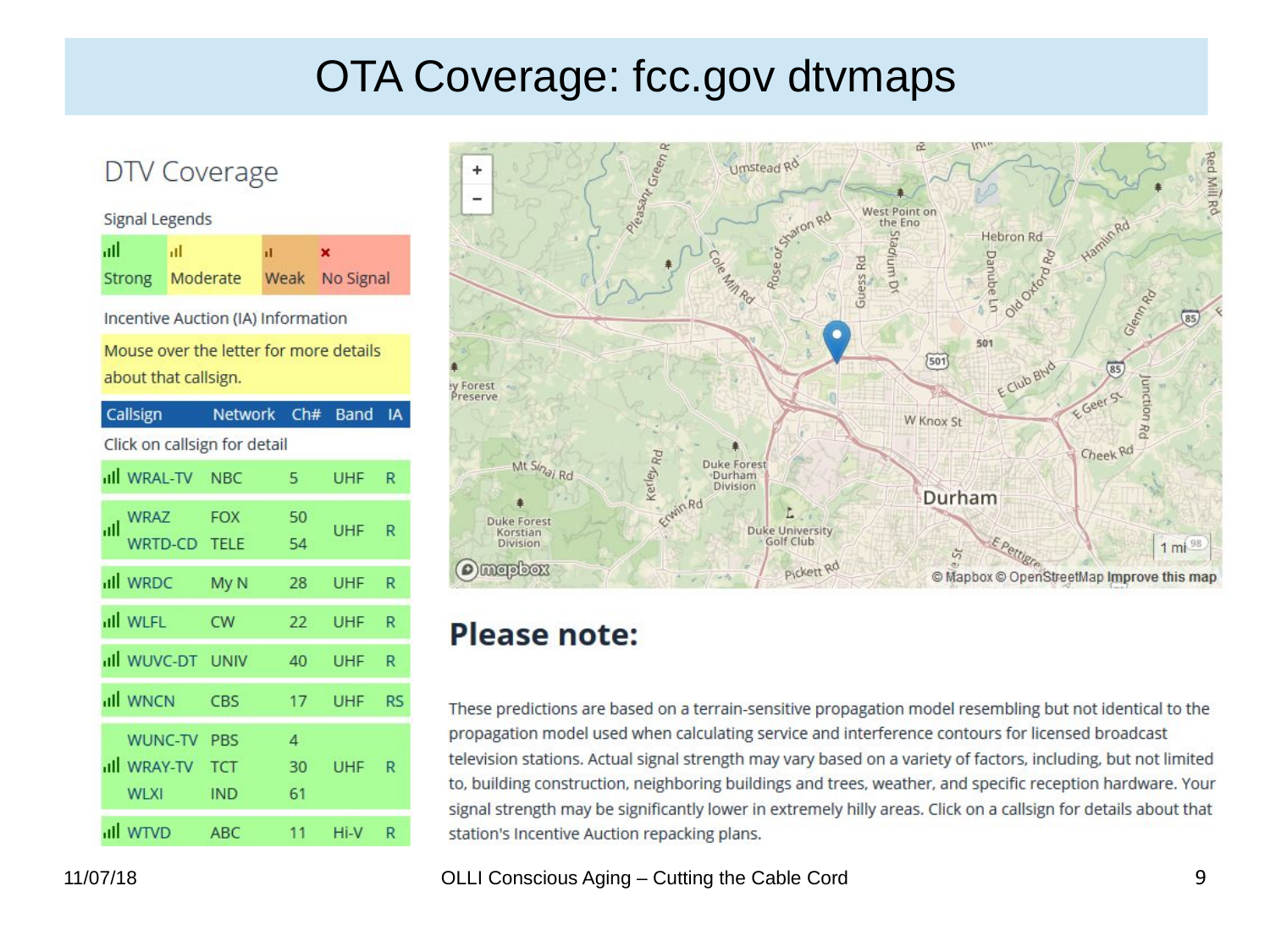# OTA Coverage: fcc.gov dtvmaps

## DTV Coverage

Signal Legends

| Strong | Moderate | Weak | No Signal |
|---|---|---|---|

Incentive Auction (IA) Information

Mouse over the letter for more details about that callsign.

Click on callsign for detail

| Callsign | Network | Ch# | Band | IA |
|---|---|---|---|---|
| WRAL-TV | NBC | 5 | UHF | R |
| WRAZ<br>WRTD-CD | FOX<br>TELE | 50<br>54 | UHF | R |
| WRDC | My N | 28 | UHF | R |
| WLFL | CW | 22 | UHF | R |
| WUVC-DT | UNIV | 40 | UHF | R |
| WNCN | CBS | 17 | UHF | RS |
| WUNC-TV<br>WRAY-TV<br>WLXI | PBS<br>TCT<br>IND | 4<br>30<br>61 | UHF | R |
| WTVD | ABC | 11 | Hi-V | R |

## Please note:

These predictions are based on a terrain-sensitive propagation model resembling but not identical to the propagation model used when calculating service and interference contours for licensed broadcast television stations. Actual signal strength may vary based on a variety of factors, including, but not limited to, building construction, neighboring buildings and trees, weather, and specific reception hardware. Your signal strength may be significantly lower in extremely hilly areas. Click on a callsign for details about that station's Incentive Auction repacking plans.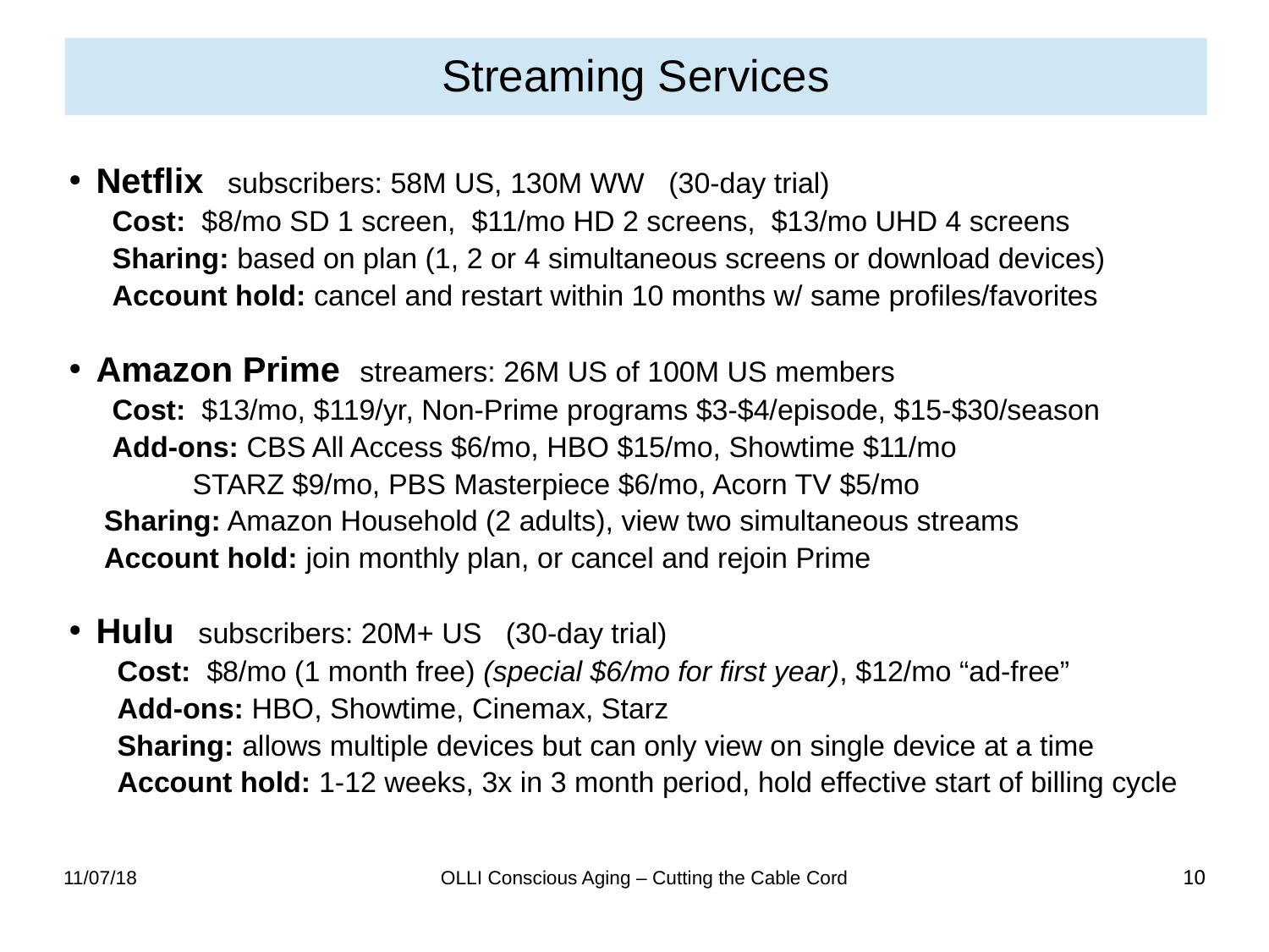# Streaming Services

- **Netflix** subscribers: 58M US, 130M WW (30-day trial)
  - **Cost:** $8/mo SD 1 screen, $11/mo HD 2 screens, $13/mo UHD 4 screens
  - **Sharing:** based on plan (1, 2 or 4 simultaneous screens or download devices)
  - **Account hold:** cancel and restart within 10 months w/ same profiles/favorites

- **Amazon Prime** streamers: 26M US of 100M US members
  - **Cost:** $13/mo, $119/yr, Non-Prime programs $3-$4/episode, $15-$30/season
  - **Add-ons:** CBS All Access $6/mo, HBO $15/mo, Showtime $11/mo
    STARZ $9/mo, PBS Masterpiece $6/mo, Acorn TV $5/mo
  - **Sharing:** Amazon Household (2 adults), view two simultaneous streams
  - **Account hold:** join monthly plan, or cancel and rejoin Prime

- **Hulu** subscribers: 20M+ US (30-day trial)
  - **Cost:** $8/mo (1 month free) *(special $6/mo for first year)*, $12/mo "ad-free"
  - **Add-ons:** HBO, Showtime, Cinemax, Starz
  - **Sharing:** allows multiple devices but can only view on single device at a time
  - **Account hold:** 1-12 weeks, 3x in 3 month period, hold effective start of billing cycle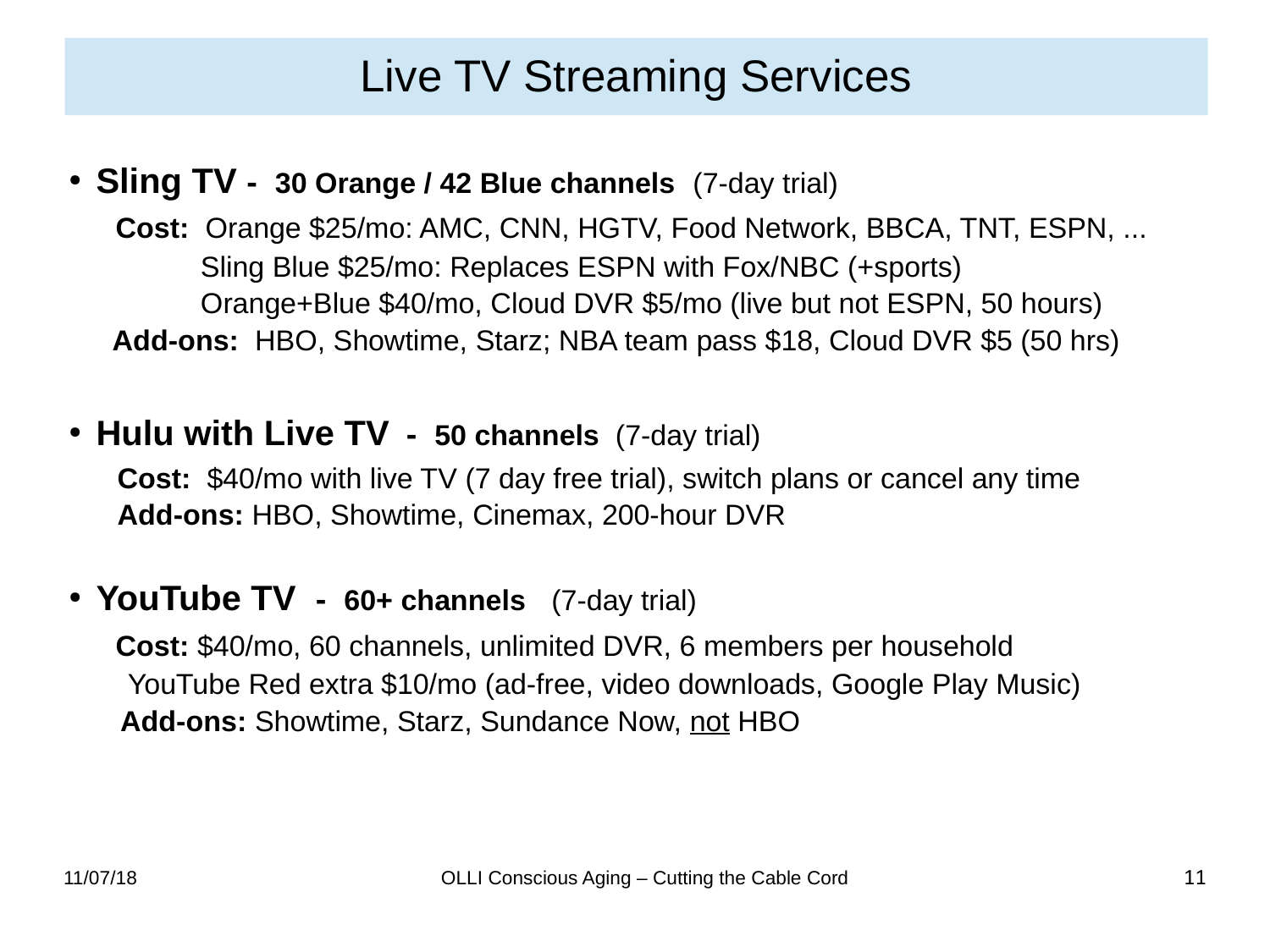# Live TV Streaming Services

- **Sling TV - 30 Orange / 42 Blue channels** (7-day trial)

  **Cost:** Orange $25/mo: AMC, CNN, HGTV, Food Network, BBCA, TNT, ESPN, ...
  Sling Blue $25/mo: Replaces ESPN with Fox/NBC (+sports)
  Orange+Blue $40/mo, Cloud DVR $5/mo (live but not ESPN, 50 hours)

  **Add-ons:** HBO, Showtime, Starz; NBA team pass $18, Cloud DVR $5 (50 hrs)

- **Hulu with Live TV - 50 channels** (7-day trial)

  **Cost:** $40/mo with live TV (7 day free trial), switch plans or cancel any time

  **Add-ons:** HBO, Showtime, Cinemax, 200-hour DVR

- **YouTube TV - 60+ channels** (7-day trial)

  **Cost:** $40/mo, 60 channels, unlimited DVR, 6 members per household
  YouTube Red extra $10/mo (ad-free, video downloads, Google Play Music)

  **Add-ons:** Showtime, Starz, Sundance Now, <u>not</u> HBO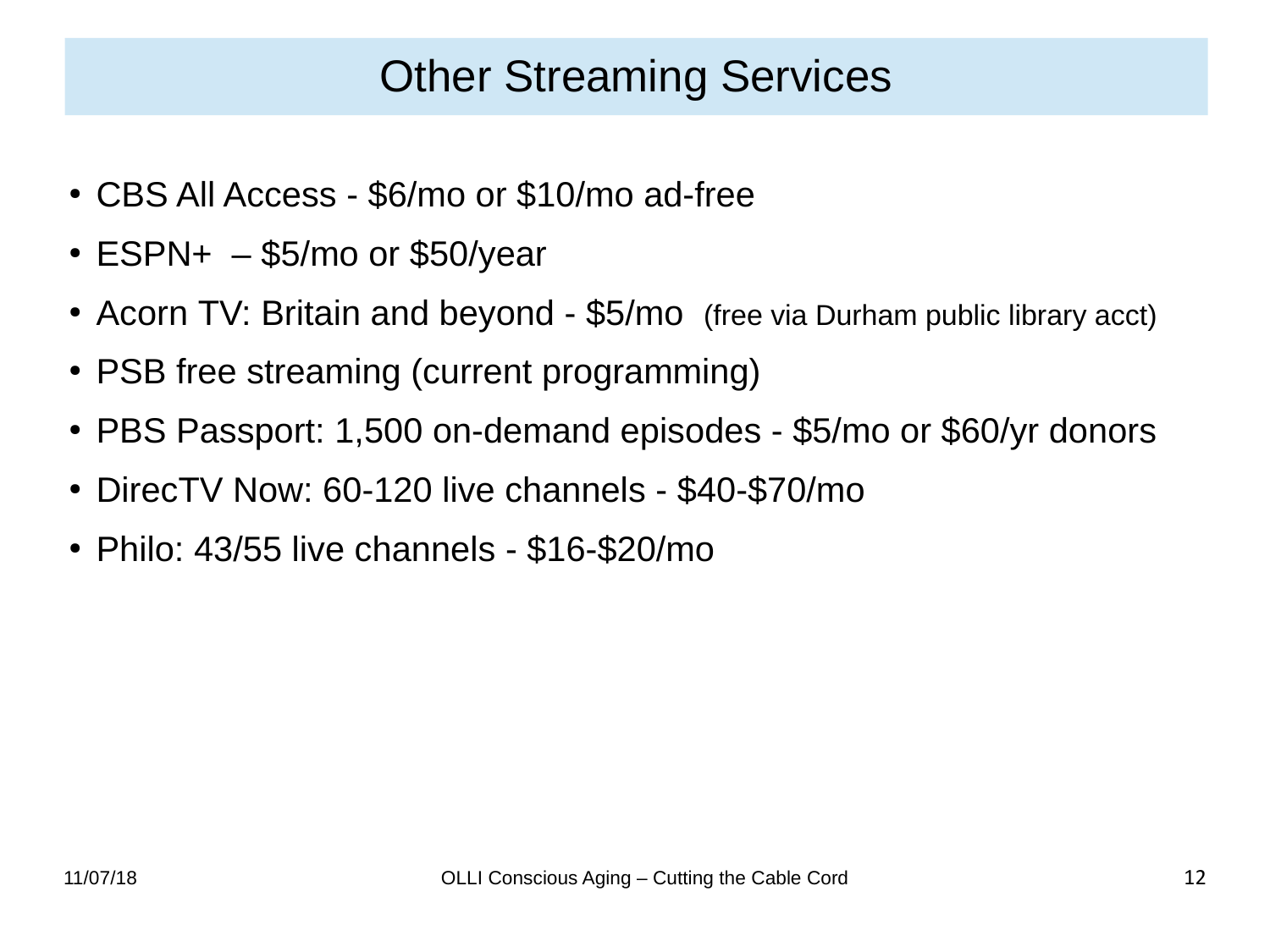# Other Streaming Services

- CBS All Access - $6/mo or $10/mo ad-free
- ESPN+ – $5/mo or $50/year
- Acorn TV: Britain and beyond - $5/mo (free via Durham public library acct)
- PSB free streaming (current programming)
- PBS Passport: 1,500 on-demand episodes - $5/mo or $60/yr donors
- DirecTV Now: 60-120 live channels - $40-$70/mo
- Philo: 43/55 live channels - $16-$20/mo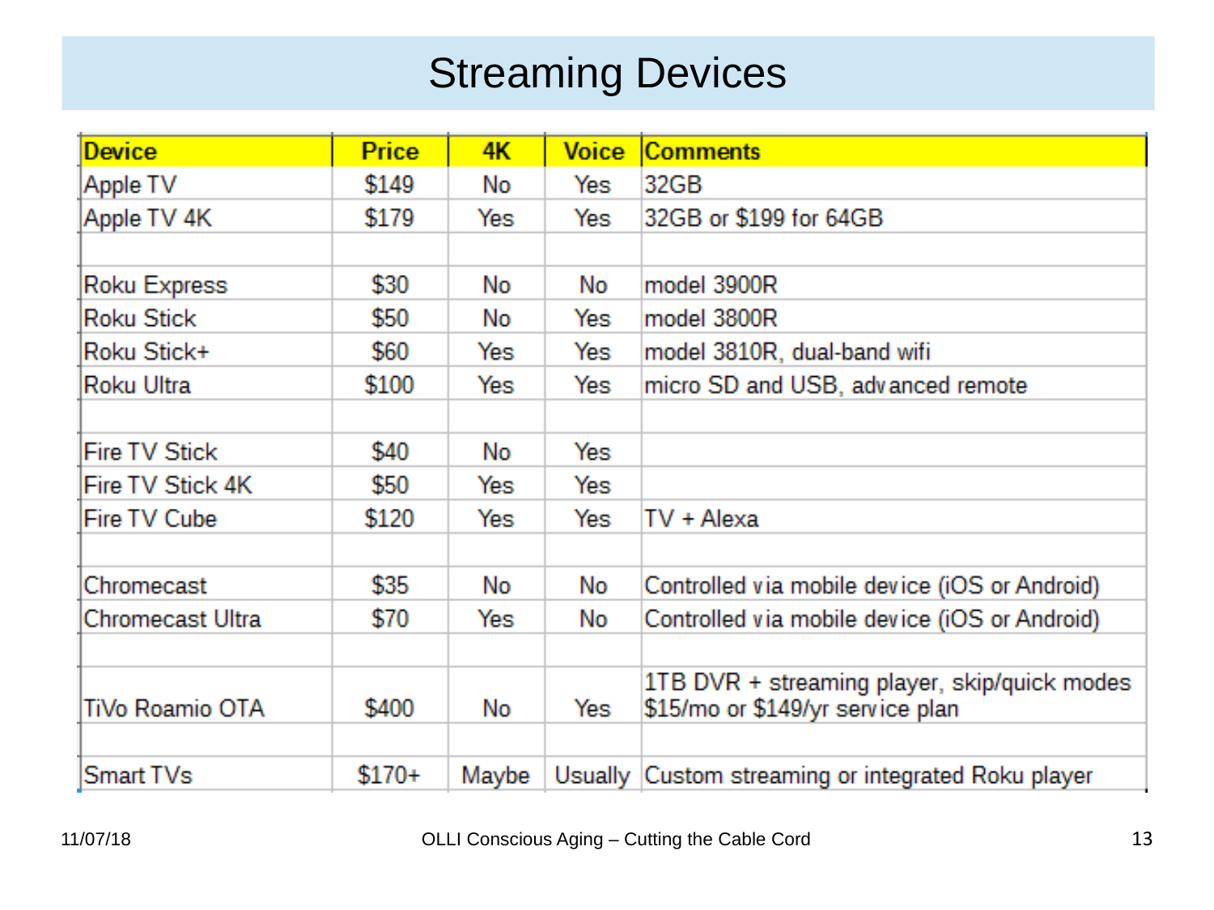# Streaming Devices

| Device | Price | 4K | Voice | Comments |
|---|---|---|---|---|
| Apple TV | $149 | No | Yes | 32GB |
| Apple TV 4K | $179 | Yes | Yes | 32GB or $199 for 64GB |
| | | | | |
| Roku Express | $30 | No | No | model 3900R |
| Roku Stick | $50 | No | Yes | model 3800R |
| Roku Stick+ | $60 | Yes | Yes | model 3810R, dual-band wifi |
| Roku Ultra | $100 | Yes | Yes | micro SD and USB, advanced remote |
| | | | | |
| Fire TV Stick | $40 | No | Yes | |
| Fire TV Stick 4K | $50 | Yes | Yes | |
| Fire TV Cube | $120 | Yes | Yes | TV + Alexa |
| | | | | |
| Chromecast | $35 | No | No | Controlled via mobile device (iOS or Android) |
| Chromecast Ultra | $70 | Yes | No | Controlled via mobile device (iOS or Android) |
| | | | | |
| TiVo Roamio OTA | $400 | No | Yes | 1TB DVR + streaming player, skip/quick modes $15/mo or $149/yr service plan |
| | | | | |
| Smart TVs | $170+ | Maybe | Usually | Custom streaming or integrated Roku player |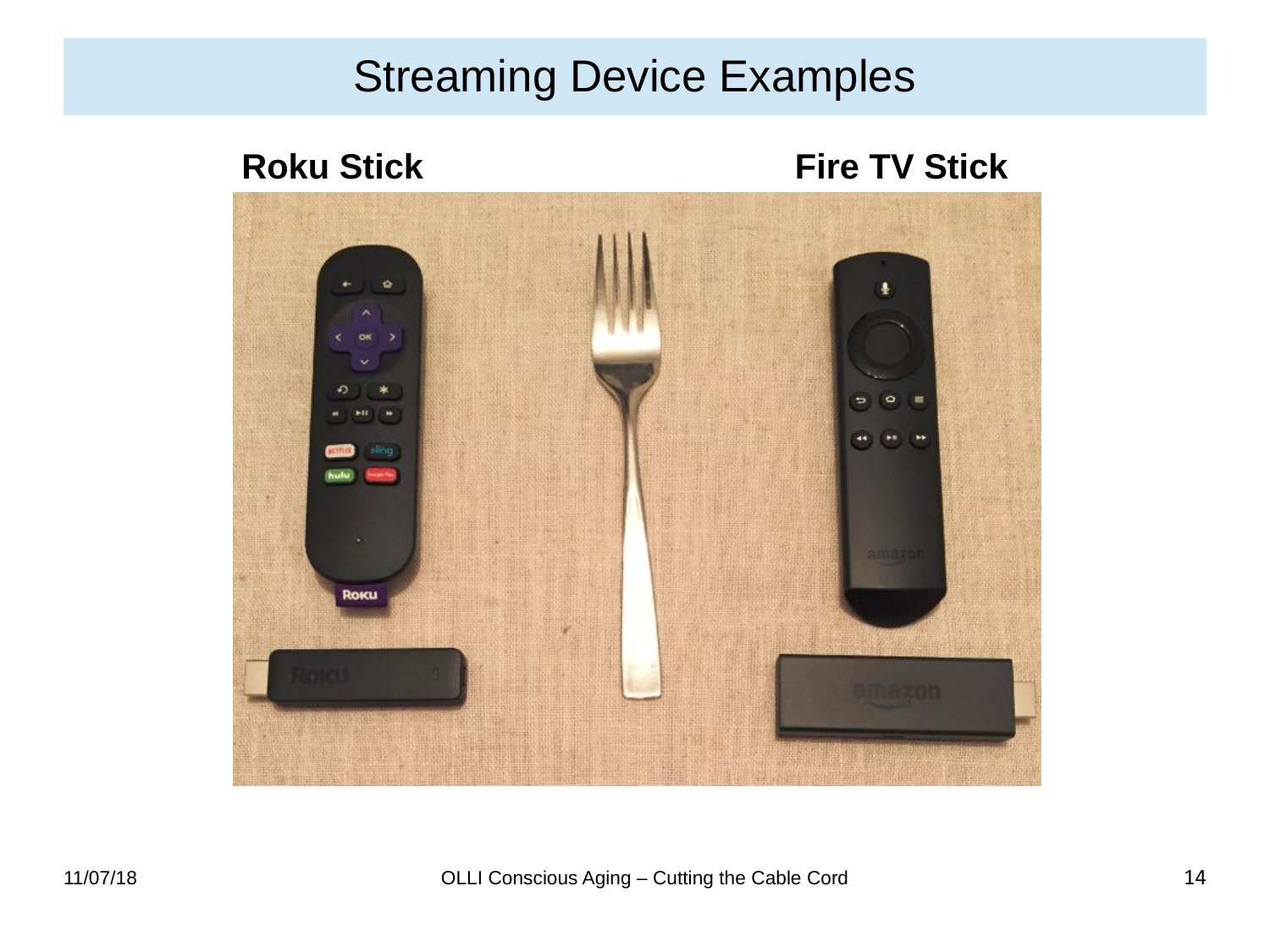# Streaming Device Examples

**Roku Stick**

**Fire TV Stick**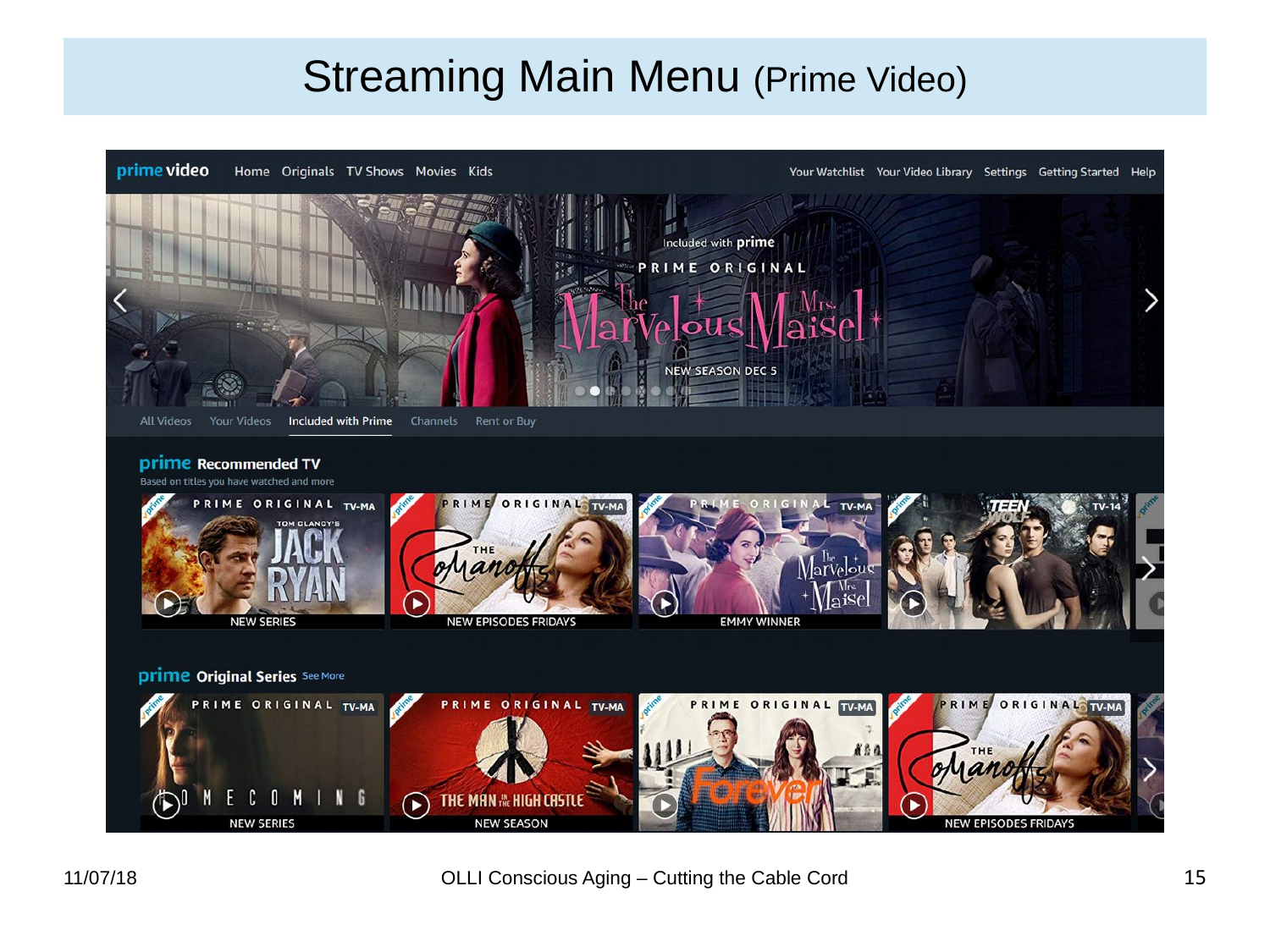# Streaming Main Menu (Prime Video)

prime video Home Originals TV Shows Movies Kids Your Watchlist Your Video Library Settings Getting Started Help

Included with prime
PRIME ORIGINAL
The Marvelous Mrs. Maisel
NEW SEASON DEC 5

All Videos Your Videos Included with Prime Channels Rent or Buy

prime Recommended TV
Based on titles you have watched and more

PRIME ORIGINAL TV-MA TOM CLANCY'S JACK RYAN NEW SERIES
PRIME ORIGINAL TV-MA THE Romanoffs NEW EPISODES FRIDAYS
PRIME ORIGINAL TV-MA The Marvelous Mrs. Maisel EMMY WINNER
TEEN WOLF TV-14

prime Original Series See More

PRIME ORIGINAL TV-MA HOMECOMING NEW SERIES
PRIME ORIGINAL TV-MA THE MAN IN THE HIGH CASTLE NEW SEASON
PRIME ORIGINAL TV-MA Forever
PRIME ORIGINAL TV-MA THE Romanoffs NEW EPISODES FRIDAYS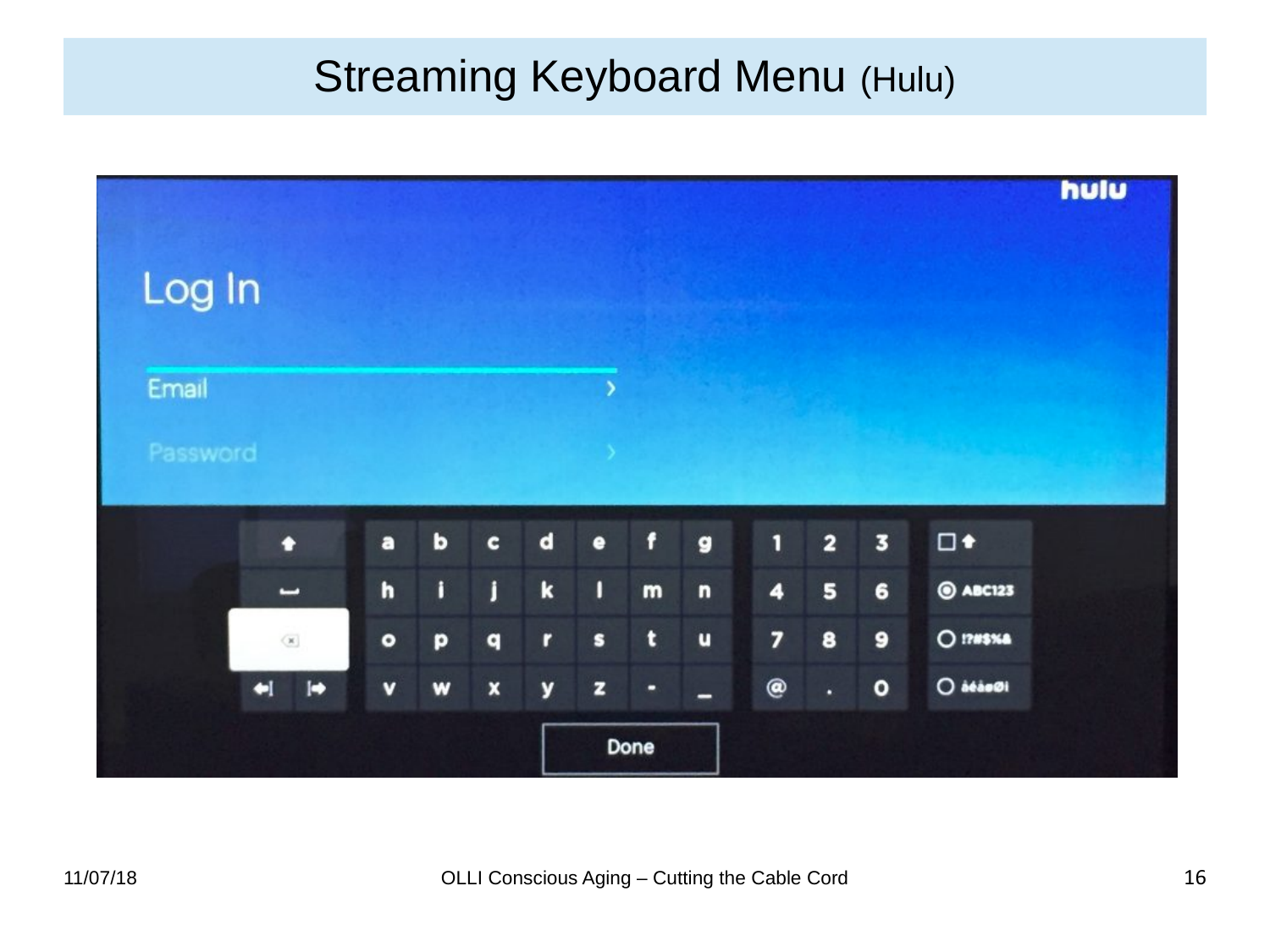# Streaming Keyboard Menu (Hulu)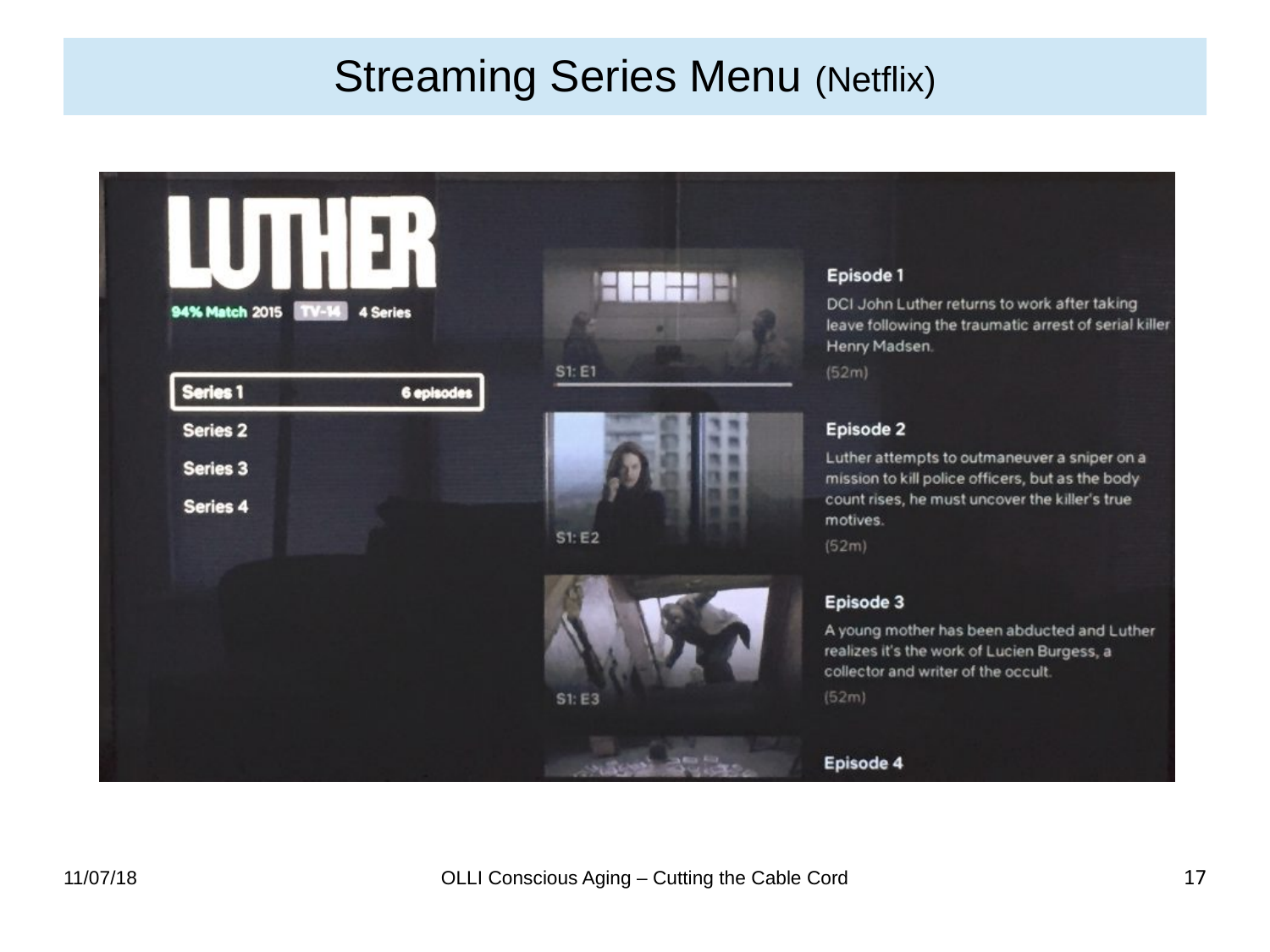# Streaming Series Menu (Netflix)

LUTHER

94% Match 2015 TV-14 4 Series

**Series 1** 6 episodes

Series 2

Series 3

Series 4

S1: E1

**Episode 1**

DCI John Luther returns to work after taking leave following the traumatic arrest of serial killer Henry Madsen.

(52m)

S1: E2

**Episode 2**

Luther attempts to outmaneuver a sniper on a mission to kill police officers, but as the body count rises, he must uncover the killer's true motives.

(52m)

S1: E3

**Episode 3**

A young mother has been abducted and Luther realizes it's the work of Lucien Burgess, a collector and writer of the occult.

(52m)

**Episode 4**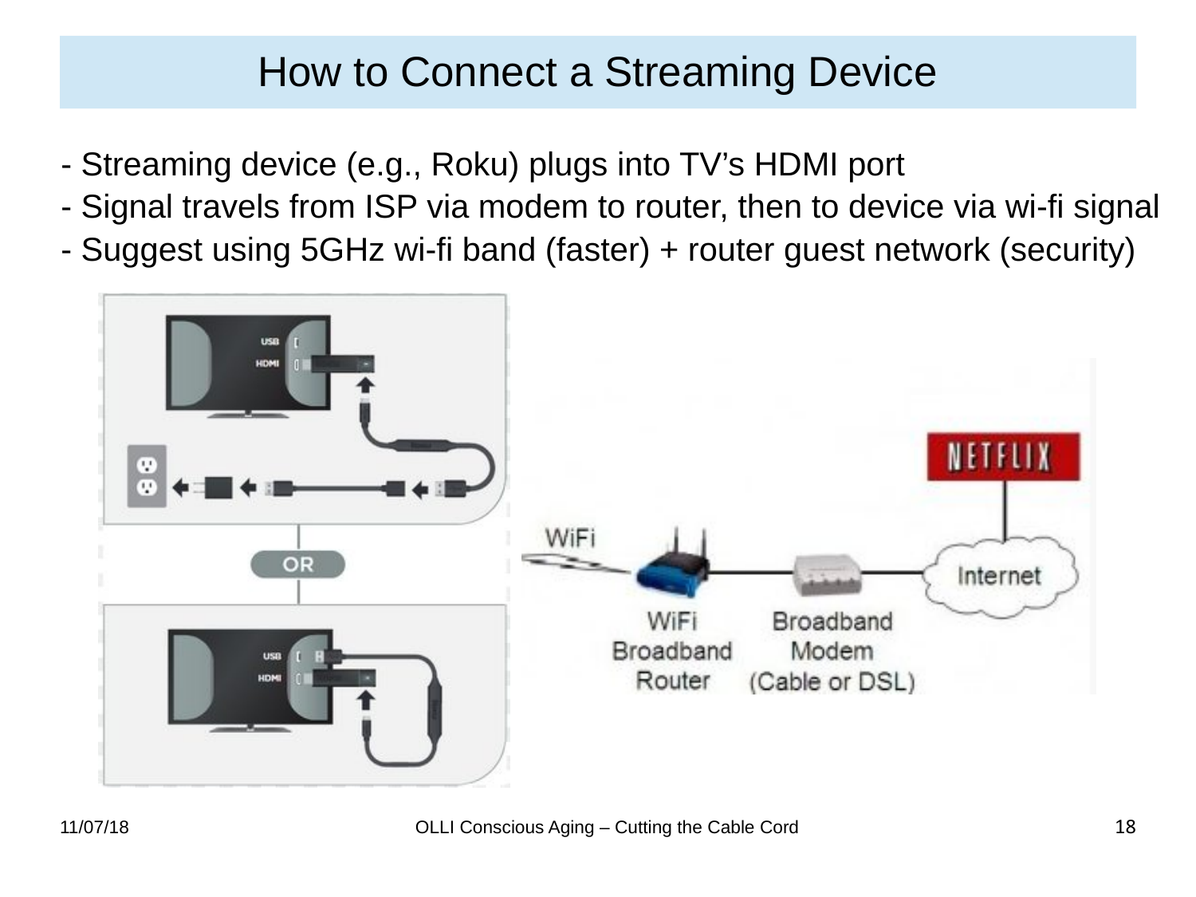# How to Connect a Streaming Device

- Streaming device (e.g., Roku) plugs into TV's HDMI port
- Signal travels from ISP via modem to router, then to device via wi-fi signal
- Suggest using 5GHz wi-fi band (faster) + router guest network (security)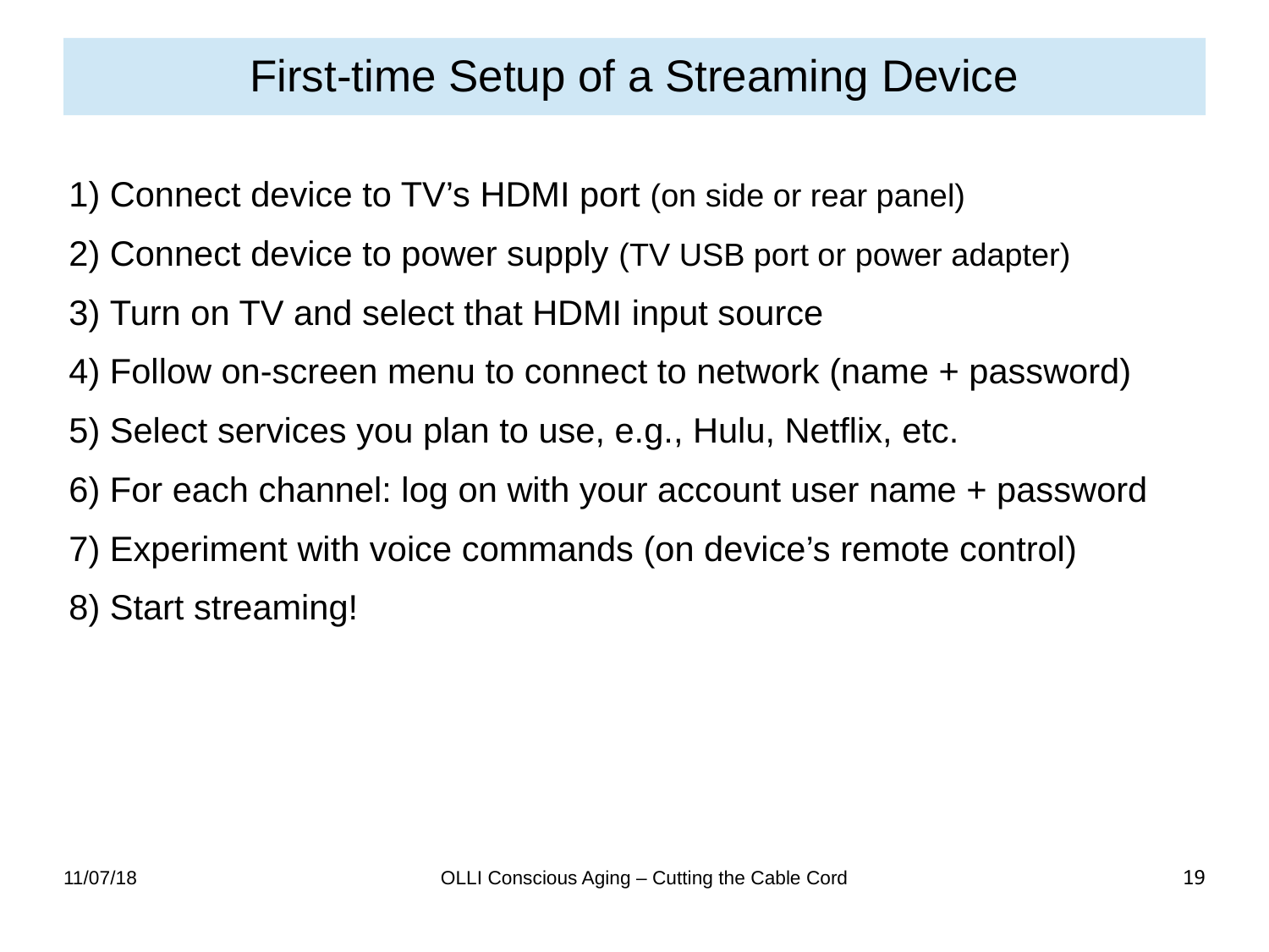# First-time Setup of a Streaming Device

1) Connect device to TV’s HDMI port (on side or rear panel)
2) Connect device to power supply (TV USB port or power adapter)
3) Turn on TV and select that HDMI input source
4) Follow on-screen menu to connect to network (name + password)
5) Select services you plan to use, e.g., Hulu, Netflix, etc.
6) For each channel: log on with your account user name + password
7) Experiment with voice commands (on device’s remote control)
8) Start streaming!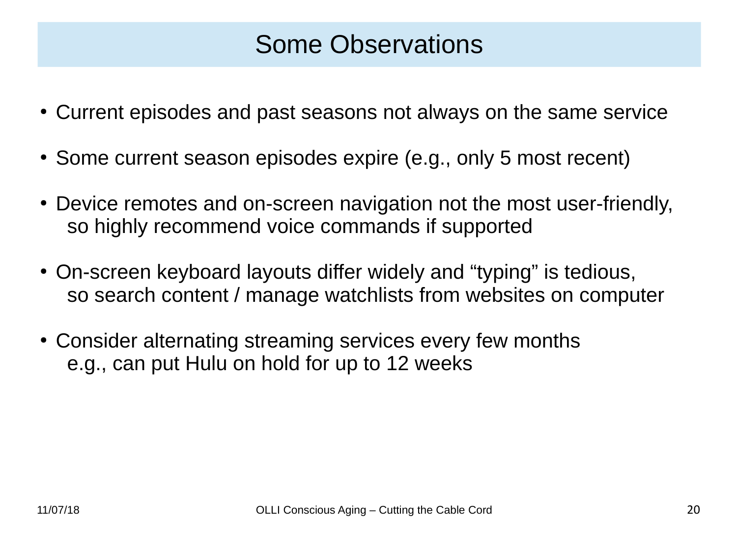# Some Observations

- Current episodes and past seasons not always on the same service
- Some current season episodes expire (e.g., only 5 most recent)
- Device remotes and on-screen navigation not the most user-friendly, so highly recommend voice commands if supported
- On-screen keyboard layouts differ widely and “typing” is tedious, so search content / manage watchlists from websites on computer
- Consider alternating streaming services every few months e.g., can put Hulu on hold for up to 12 weeks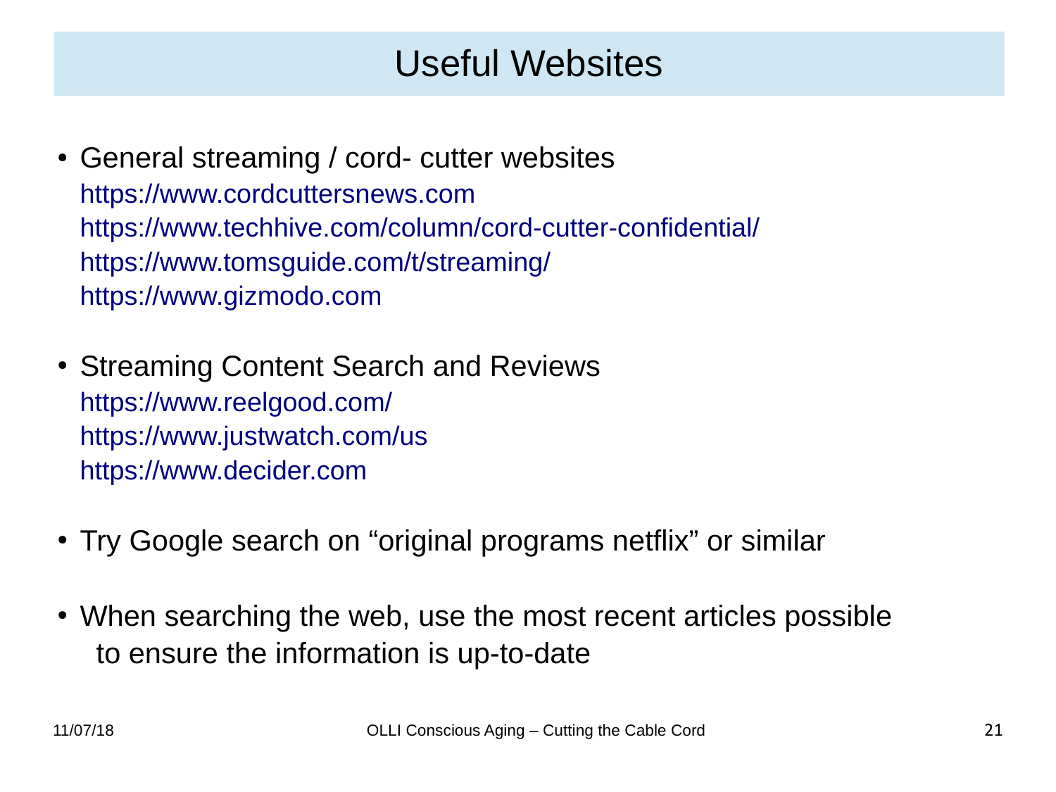# Useful Websites

- General streaming / cord- cutter websites
  https://www.cordcuttersnews.com
  https://www.techhive.com/column/cord-cutter-confidential/
  https://www.tomsguide.com/t/streaming/
  https://www.gizmodo.com

- Streaming Content Search and Reviews
  https://www.reelgood.com/
  https://www.justwatch.com/us
  https://www.decider.com

- Try Google search on "original programs netflix" or similar

- When searching the web, use the most recent articles possible to ensure the information is up-to-date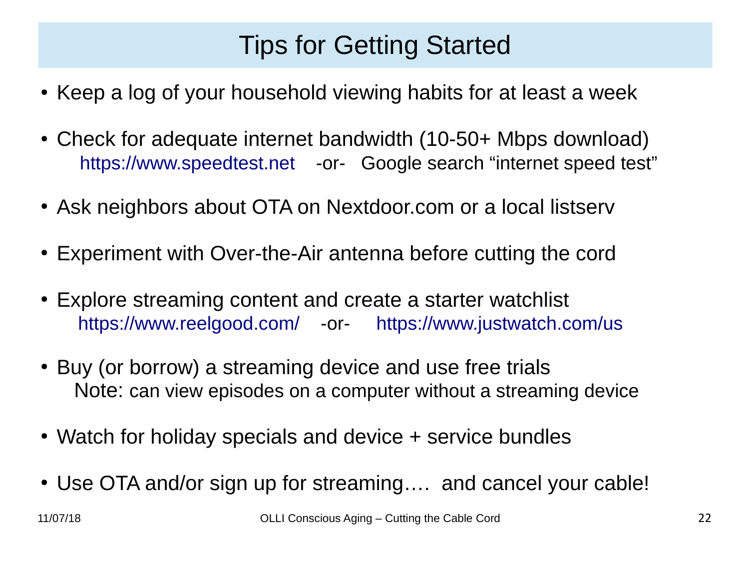# Tips for Getting Started

- Keep a log of your household viewing habits for at least a week
- Check for adequate internet bandwidth (10-50+ Mbps download)
  https://www.speedtest.net -or- Google search “internet speed test”
- Ask neighbors about OTA on Nextdoor.com or a local listserv
- Experiment with Over-the-Air antenna before cutting the cord
- Explore streaming content and create a starter watchlist
  https://www.reelgood.com/ -or- https://www.justwatch.com/us
- Buy (or borrow) a streaming device and use free trials
  Note: can view episodes on a computer without a streaming device
- Watch for holiday specials and device + service bundles
- Use OTA and/or sign up for streaming…. and cancel your cable!